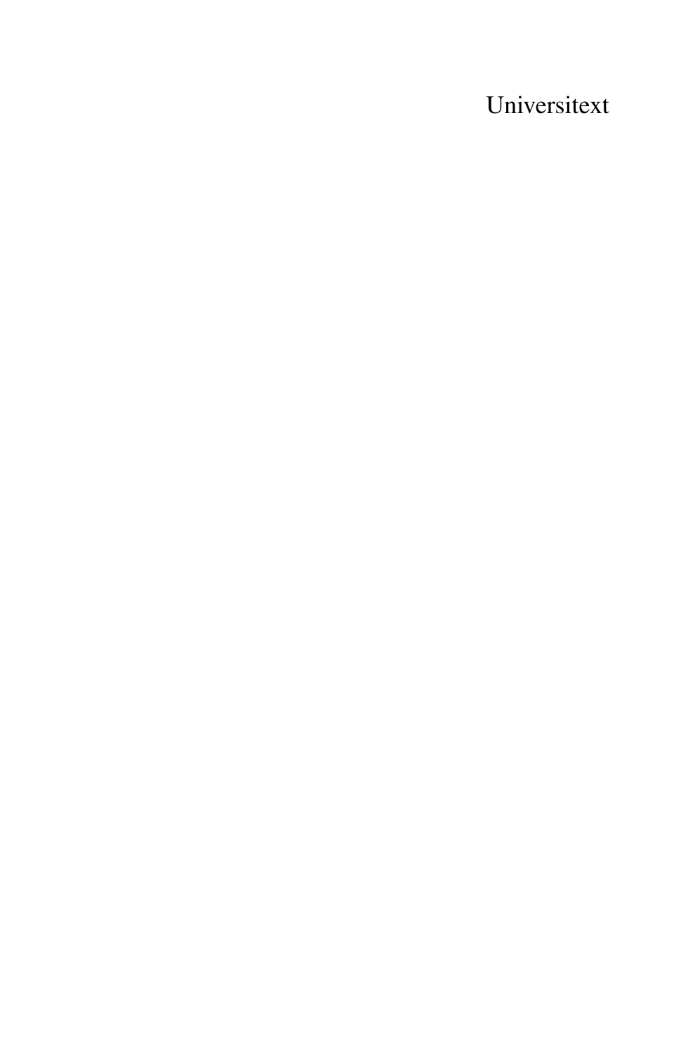Universitext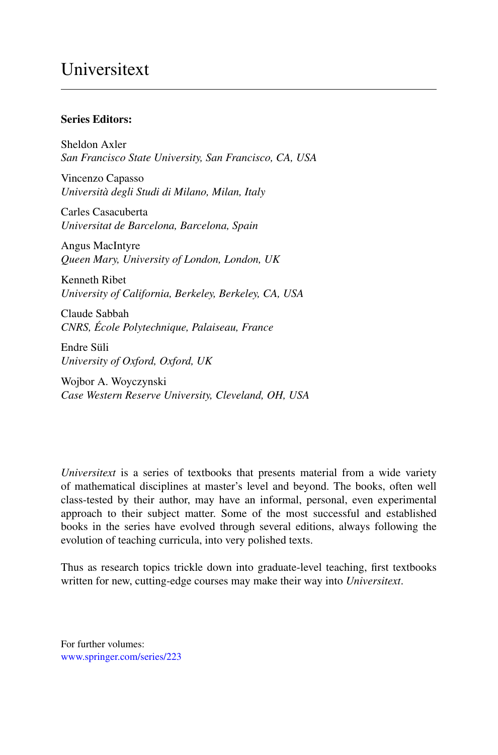# Universitext

**Series Editors:**

Sheldon Axler
*San Francisco State University, San Francisco, CA, USA*

Vincenzo Capasso
*Università degli Studi di Milano, Milan, Italy*

Carles Casacuberta
*Universitat de Barcelona, Barcelona, Spain*

Angus MacIntyre
*Queen Mary, University of London, London, UK*

Kenneth Ribet
*University of California, Berkeley, Berkeley, CA, USA*

Claude Sabbah
*CNRS, École Polytechnique, Palaiseau, France*

Endre Süli
*University of Oxford, Oxford, UK*

Wojbor A. Woyczynski
*Case Western Reserve University, Cleveland, OH, USA*

*Universitext* is a series of textbooks that presents material from a wide variety of mathematical disciplines at master's level and beyond. The books, often well class-tested by their author, may have an informal, personal, even experimental approach to their subject matter. Some of the most successful and established books in the series have evolved through several editions, always following the evolution of teaching curricula, into very polished texts.

Thus as research topics trickle down into graduate-level teaching, first textbooks written for new, cutting-edge courses may make their way into *Universitext*.

For further volumes:
www.springer.com/series/223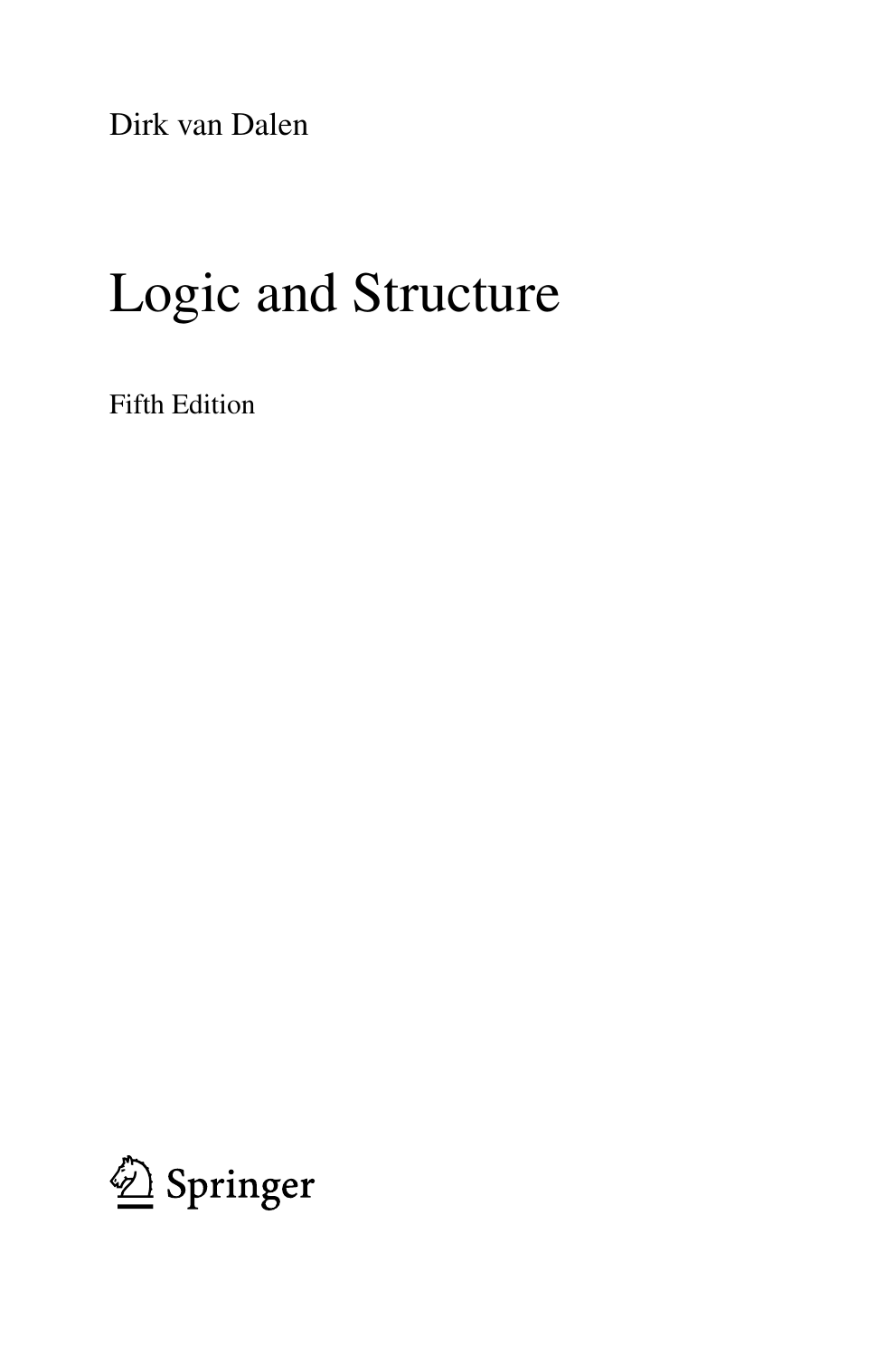Dirk van Dalen

# Logic and Structure

Fifth Edition

Springer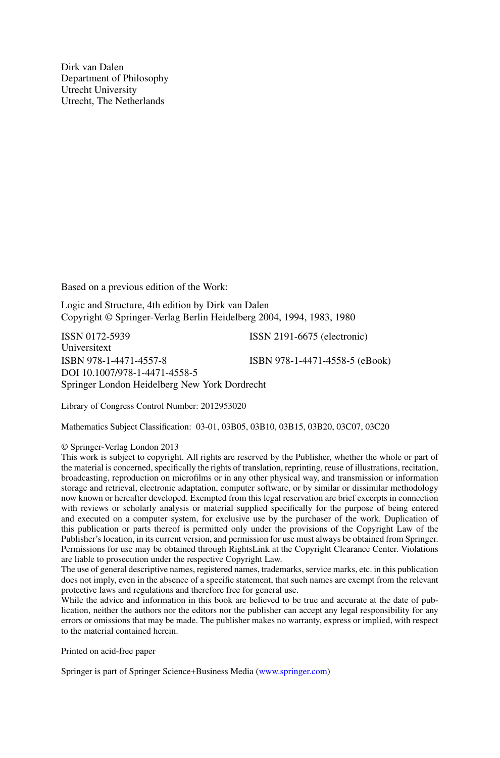Dirk van Dalen
Department of Philosophy
Utrecht University
Utrecht, The Netherlands

Based on a previous edition of the Work:

Logic and Structure, 4th edition by Dirk van Dalen
Copyright © Springer-Verlag Berlin Heidelberg 2004, 1994, 1983, 1980

ISSN 0172-5939 ISSN 2191-6675 (electronic)
Universitext
ISBN 978-1-4471-4557-8 ISBN 978-1-4471-4558-5 (eBook)
DOI 10.1007/978-1-4471-4558-5
Springer London Heidelberg New York Dordrecht

Library of Congress Control Number: 2012953020

Mathematics Subject Classification: 03-01, 03B05, 03B10, 03B15, 03B20, 03C07, 03C20

© Springer-Verlag London 2013
This work is subject to copyright. All rights are reserved by the Publisher, whether the whole or part of the material is concerned, specifically the rights of translation, reprinting, reuse of illustrations, recitation, broadcasting, reproduction on microfilms or in any other physical way, and transmission or information storage and retrieval, electronic adaptation, computer software, or by similar or dissimilar methodology now known or hereafter developed. Exempted from this legal reservation are brief excerpts in connection with reviews or scholarly analysis or material supplied specifically for the purpose of being entered and executed on a computer system, for exclusive use by the purchaser of the work. Duplication of this publication or parts thereof is permitted only under the provisions of the Copyright Law of the Publisher's location, in its current version, and permission for use must always be obtained from Springer. Permissions for use may be obtained through RightsLink at the Copyright Clearance Center. Violations are liable to prosecution under the respective Copyright Law.
The use of general descriptive names, registered names, trademarks, service marks, etc. in this publication does not imply, even in the absence of a specific statement, that such names are exempt from the relevant protective laws and regulations and therefore free for general use.
While the advice and information in this book are believed to be true and accurate at the date of publication, neither the authors nor the editors nor the publisher can accept any legal responsibility for any errors or omissions that may be made. The publisher makes no warranty, express or implied, with respect to the material contained herein.

Printed on acid-free paper

Springer is part of Springer Science+Business Media (www.springer.com)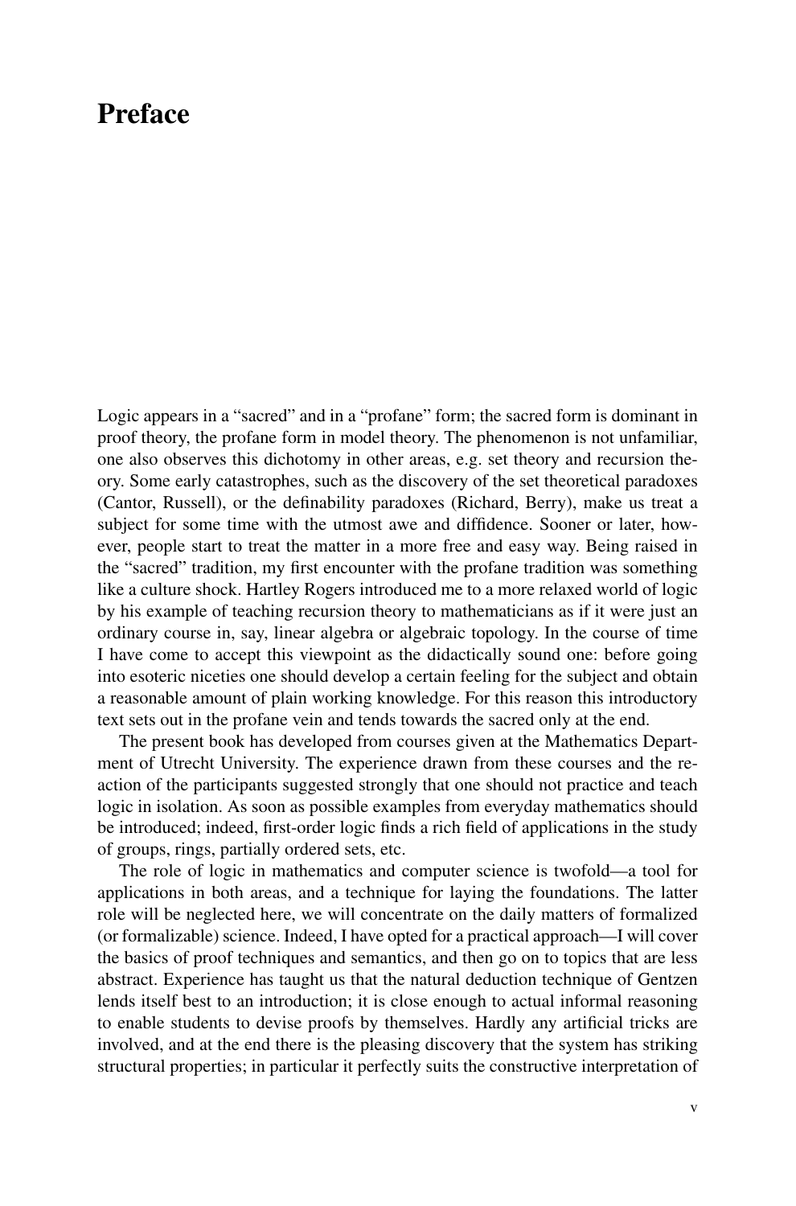# Preface

Logic appears in a "sacred" and in a "profane" form; the sacred form is dominant in proof theory, the profane form in model theory. The phenomenon is not unfamiliar, one also observes this dichotomy in other areas, e.g. set theory and recursion theory. Some early catastrophes, such as the discovery of the set theoretical paradoxes (Cantor, Russell), or the definability paradoxes (Richard, Berry), make us treat a subject for some time with the utmost awe and diffidence. Sooner or later, however, people start to treat the matter in a more free and easy way. Being raised in the "sacred" tradition, my first encounter with the profane tradition was something like a culture shock. Hartley Rogers introduced me to a more relaxed world of logic by his example of teaching recursion theory to mathematicians as if it were just an ordinary course in, say, linear algebra or algebraic topology. In the course of time I have come to accept this viewpoint as the didactically sound one: before going into esoteric niceties one should develop a certain feeling for the subject and obtain a reasonable amount of plain working knowledge. For this reason this introductory text sets out in the profane vein and tends towards the sacred only at the end.

The present book has developed from courses given at the Mathematics Department of Utrecht University. The experience drawn from these courses and the reaction of the participants suggested strongly that one should not practice and teach logic in isolation. As soon as possible examples from everyday mathematics should be introduced; indeed, first-order logic finds a rich field of applications in the study of groups, rings, partially ordered sets, etc.

The role of logic in mathematics and computer science is twofold—a tool for applications in both areas, and a technique for laying the foundations. The latter role will be neglected here, we will concentrate on the daily matters of formalized (or formalizable) science. Indeed, I have opted for a practical approach—I will cover the basics of proof techniques and semantics, and then go on to topics that are less abstract. Experience has taught us that the natural deduction technique of Gentzen lends itself best to an introduction; it is close enough to actual informal reasoning to enable students to devise proofs by themselves. Hardly any artificial tricks are involved, and at the end there is the pleasing discovery that the system has striking structural properties; in particular it perfectly suits the constructive interpretation of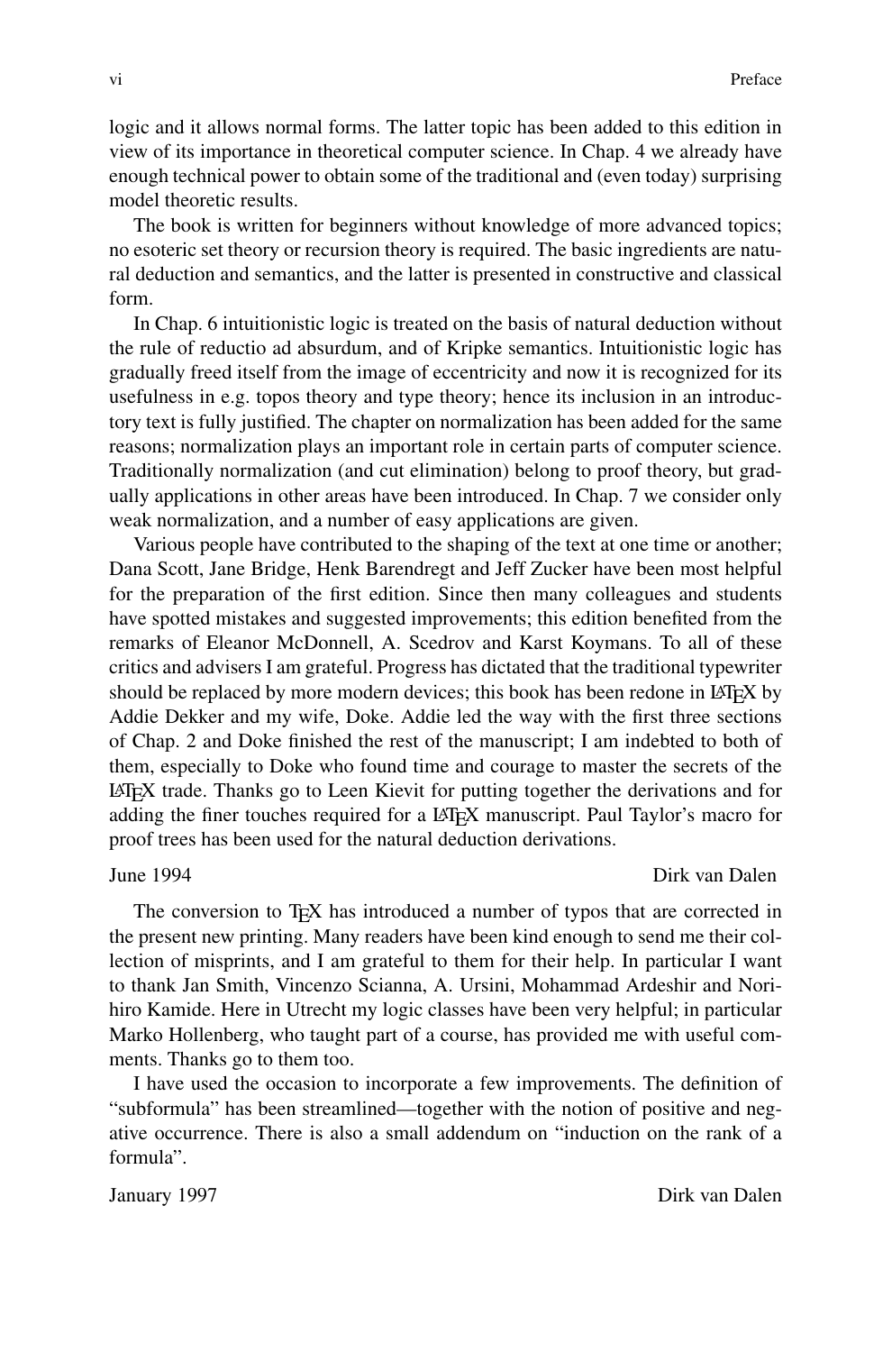logic and it allows normal forms. The latter topic has been added to this edition in view of its importance in theoretical computer science. In Chap. 4 we already have enough technical power to obtain some of the traditional and (even today) surprising model theoretic results.

The book is written for beginners without knowledge of more advanced topics; no esoteric set theory or recursion theory is required. The basic ingredients are natural deduction and semantics, and the latter is presented in constructive and classical form.

In Chap. 6 intuitionistic logic is treated on the basis of natural deduction without the rule of reductio ad absurdum, and of Kripke semantics. Intuitionistic logic has gradually freed itself from the image of eccentricity and now it is recognized for its usefulness in e.g. topos theory and type theory; hence its inclusion in an introductory text is fully justified. The chapter on normalization has been added for the same reasons; normalization plays an important role in certain parts of computer science. Traditionally normalization (and cut elimination) belong to proof theory, but gradually applications in other areas have been introduced. In Chap. 7 we consider only weak normalization, and a number of easy applications are given.

Various people have contributed to the shaping of the text at one time or another; Dana Scott, Jane Bridge, Henk Barendregt and Jeff Zucker have been most helpful for the preparation of the first edition. Since then many colleagues and students have spotted mistakes and suggested improvements; this edition benefited from the remarks of Eleanor McDonnell, A. Scedrov and Karst Koymans. To all of these critics and advisers I am grateful. Progress has dictated that the traditional typewriter should be replaced by more modern devices; this book has been redone in LaTeX by Addie Dekker and my wife, Doke. Addie led the way with the first three sections of Chap. 2 and Doke finished the rest of the manuscript; I am indebted to both of them, especially to Doke who found time and courage to master the secrets of the LaTeX trade. Thanks go to Leen Kievit for putting together the derivations and for adding the finer touches required for a LaTeX manuscript. Paul Taylor's macro for proof trees has been used for the natural deduction derivations.

June 1994 Dirk van Dalen

The conversion to TeX has introduced a number of typos that are corrected in the present new printing. Many readers have been kind enough to send me their collection of misprints, and I am grateful to them for their help. In particular I want to thank Jan Smith, Vincenzo Scianna, A. Ursini, Mohammad Ardeshir and Norihiro Kamide. Here in Utrecht my logic classes have been very helpful; in particular Marko Hollenberg, who taught part of a course, has provided me with useful comments. Thanks go to them too.

I have used the occasion to incorporate a few improvements. The definition of "subformula" has been streamlined—together with the notion of positive and negative occurrence. There is also a small addendum on "induction on the rank of a formula".

January 1997 Dirk van Dalen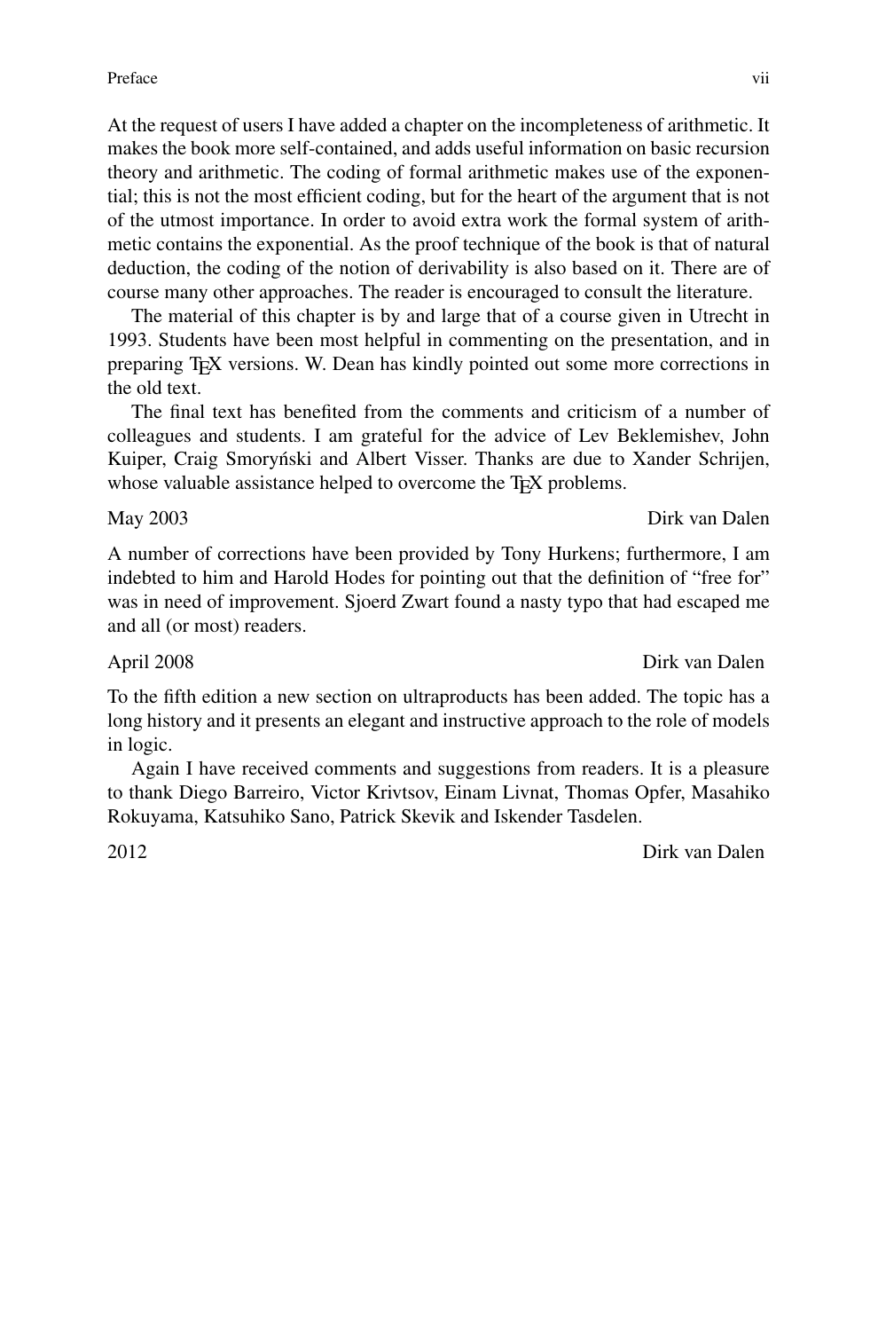At the request of users I have added a chapter on the incompleteness of arithmetic. It makes the book more self-contained, and adds useful information on basic recursion theory and arithmetic. The coding of formal arithmetic makes use of the exponential; this is not the most efficient coding, but for the heart of the argument that is not of the utmost importance. In order to avoid extra work the formal system of arithmetic contains the exponential. As the proof technique of the book is that of natural deduction, the coding of the notion of derivability is also based on it. There are of course many other approaches. The reader is encouraged to consult the literature.

The material of this chapter is by and large that of a course given in Utrecht in 1993. Students have been most helpful in commenting on the presentation, and in preparing TEX versions. W. Dean has kindly pointed out some more corrections in the old text.

The final text has benefited from the comments and criticism of a number of colleagues and students. I am grateful for the advice of Lev Beklemishev, John Kuiper, Craig Smoryński and Albert Visser. Thanks are due to Xander Schrijen, whose valuable assistance helped to overcome the TEX problems.

May 2003 Dirk van Dalen

A number of corrections have been provided by Tony Hurkens; furthermore, I am indebted to him and Harold Hodes for pointing out that the definition of "free for" was in need of improvement. Sjoerd Zwart found a nasty typo that had escaped me and all (or most) readers.

April 2008 Dirk van Dalen

To the fifth edition a new section on ultraproducts has been added. The topic has a long history and it presents an elegant and instructive approach to the role of models in logic.

Again I have received comments and suggestions from readers. It is a pleasure to thank Diego Barreiro, Victor Krivtsov, Einam Livnat, Thomas Opfer, Masahiko Rokuyama, Katsuhiko Sano, Patrick Skevik and Iskender Tasdelen.

2012 Dirk van Dalen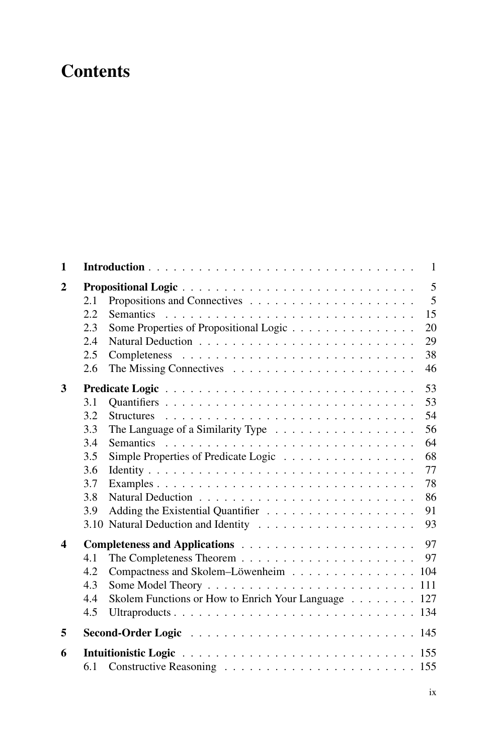# Contents

| | | |
|---|---|---|
| **1** | **Introduction** | 1 |
| **2** | **Propositional Logic** | 5 |
| | 2.1 Propositions and Connectives | 5 |
| | 2.2 Semantics | 15 |
| | 2.3 Some Properties of Propositional Logic | 20 |
| | 2.4 Natural Deduction | 29 |
| | 2.5 Completeness | 38 |
| | 2.6 The Missing Connectives | 46 |
| **3** | **Predicate Logic** | 53 |
| | 3.1 Quantifiers | 53 |
| | 3.2 Structures | 54 |
| | 3.3 The Language of a Similarity Type | 56 |
| | 3.4 Semantics | 64 |
| | 3.5 Simple Properties of Predicate Logic | 68 |
| | 3.6 Identity | 77 |
| | 3.7 Examples | 78 |
| | 3.8 Natural Deduction | 86 |
| | 3.9 Adding the Existential Quantifier | 91 |
| | 3.10 Natural Deduction and Identity | 93 |
| **4** | **Completeness and Applications** | 97 |
| | 4.1 The Completeness Theorem | 97 |
| | 4.2 Compactness and Skolem–Löwenheim | 104 |
| | 4.3 Some Model Theory | 111 |
| | 4.4 Skolem Functions or How to Enrich Your Language | 127 |
| | 4.5 Ultraproducts | 134 |
| **5** | **Second-Order Logic** | 145 |
| **6** | **Intuitionistic Logic** | 155 |
| | 6.1 Constructive Reasoning | 155 |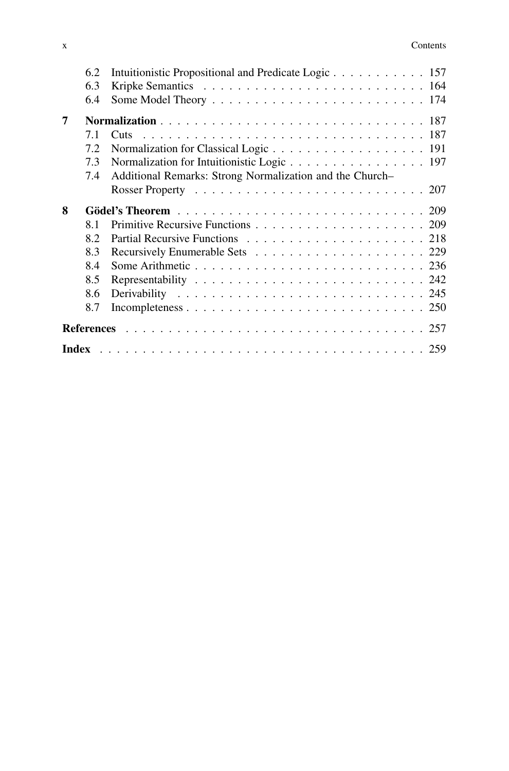6.2 Intuitionistic Propositional and Predicate Logic . . . . . . . . . . . 157
6.3 Kripke Semantics . . . . . . . . . . . . . . . . . . . . . . . . . . 164
6.4 Some Model Theory . . . . . . . . . . . . . . . . . . . . . . . . . 174

**7 Normalization** . . . . . . . . . . . . . . . . . . . . . . . . . . . . . . 187
7.1 Cuts . . . . . . . . . . . . . . . . . . . . . . . . . . . . . . . . . 187
7.2 Normalization for Classical Logic . . . . . . . . . . . . . . . . . . 191
7.3 Normalization for Intuitionistic Logic . . . . . . . . . . . . . . . . 197
7.4 Additional Remarks: Strong Normalization and the Church–Rosser Property . . . . . . . . . . . . . . . . . . . . . . . . . 207

**8 Gödel's Theorem** . . . . . . . . . . . . . . . . . . . . . . . . . . . . 209
8.1 Primitive Recursive Functions . . . . . . . . . . . . . . . . . . . . 209
8.2 Partial Recursive Functions . . . . . . . . . . . . . . . . . . . . . 218
8.3 Recursively Enumerable Sets . . . . . . . . . . . . . . . . . . . . . 229
8.4 Some Arithmetic . . . . . . . . . . . . . . . . . . . . . . . . . . . 236
8.5 Representability . . . . . . . . . . . . . . . . . . . . . . . . . . . 242
8.6 Derivability . . . . . . . . . . . . . . . . . . . . . . . . . . . . . 245
8.7 Incompleteness . . . . . . . . . . . . . . . . . . . . . . . . . . . . 250

**References** . . . . . . . . . . . . . . . . . . . . . . . . . . . . . . . . 257

**Index** . . . . . . . . . . . . . . . . . . . . . . . . . . . . . . . . . . . 259